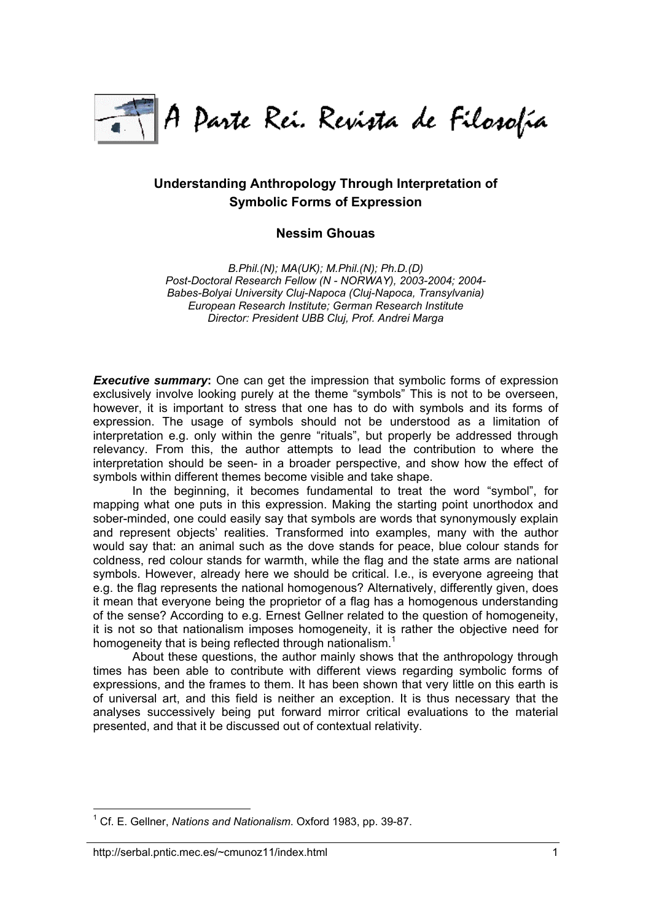# A Parte Rei. Revista de Filosofía

## Understanding Anthropology Through Interpretation of Symbolic Forms of Expression

### Nessim Ghouas

*B.Phil.(N); MA(UK); M.Phil.(N); Ph.D.(D)*
*Post-Doctoral Research Fellow (N - NORWAY), 2003-2004; 2004-*
*Babes-Bolyai University Cluj-Napoca (Cluj-Napoca, Transylvania)*
*European Research Institute; German Research Institute*
*Director: President UBB Cluj, Prof. Andrei Marga*

***Executive summary***: One can get the impression that symbolic forms of expression exclusively involve looking purely at the theme "symbols" This is not to be overseen, however, it is important to stress that one has to do with symbols and its forms of expression. The usage of symbols should not be understood as a limitation of interpretation e.g. only within the genre "rituals", but properly be addressed through relevancy. From this, the author attempts to lead the contribution to where the interpretation should be seen- in a broader perspective, and show how the effect of symbols within different themes become visible and take shape.

In the beginning, it becomes fundamental to treat the word "symbol", for mapping what one puts in this expression. Making the starting point unorthodox and sober-minded, one could easily say that symbols are words that synonymously explain and represent objects' realities. Transformed into examples, many with the author would say that: an animal such as the dove stands for peace, blue colour stands for coldness, red colour stands for warmth, while the flag and the state arms are national symbols. However, already here we should be critical. I.e., is everyone agreeing that e.g. the flag represents the national homogenous? Alternatively, differently given, does it mean that everyone being the proprietor of a flag has a homogenous understanding of the sense? According to e.g. Ernest Gellner related to the question of homogeneity, it is not so that nationalism imposes homogeneity, it is rather the objective need for homogeneity that is being reflected through nationalism.[1]

About these questions, the author mainly shows that the anthropology through times has been able to contribute with different views regarding symbolic forms of expressions, and the frames to them. It has been shown that very little on this earth is of universal art, and this field is neither an exception. It is thus necessary that the analyses successively being put forward mirror critical evaluations to the material presented, and that it be discussed out of contextual relativity.

---

[1] Cf. E. Gellner, *Nations and Nationalism.* Oxford 1983, pp. 39-87.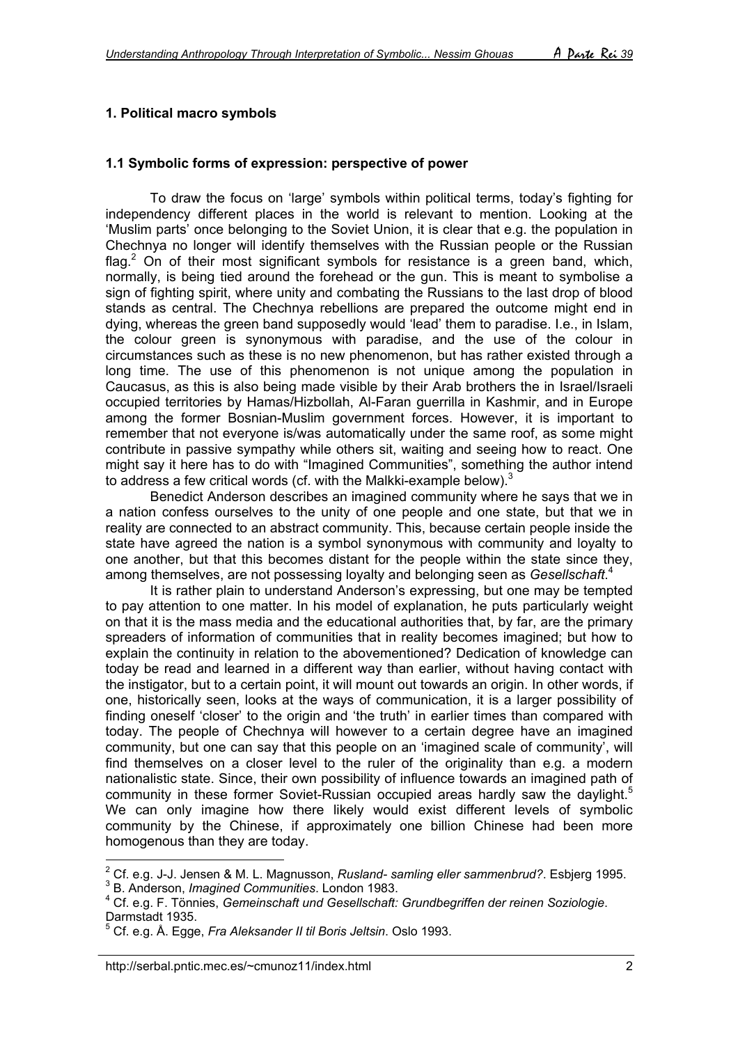## 1. Political macro symbols

### 1.1 Symbolic forms of expression: perspective of power

To draw the focus on 'large' symbols within political terms, today's fighting for independency different places in the world is relevant to mention. Looking at the 'Muslim parts' once belonging to the Soviet Union, it is clear that e.g. the population in Chechnya no longer will identify themselves with the Russian people or the Russian flag.[2] On of their most significant symbols for resistance is a green band, which, normally, is being tied around the forehead or the gun. This is meant to symbolise a sign of fighting spirit, where unity and combating the Russians to the last drop of blood stands as central. The Chechnya rebellions are prepared the outcome might end in dying, whereas the green band supposedly would 'lead' them to paradise. I.e., in Islam, the colour green is synonymous with paradise, and the use of the colour in circumstances such as these is no new phenomenon, but has rather existed through a long time. The use of this phenomenon is not unique among the population in Caucasus, as this is also being made visible by their Arab brothers the in Israel/Israeli occupied territories by Hamas/Hizbollah, Al-Faran guerrilla in Kashmir, and in Europe among the former Bosnian-Muslim government forces. However, it is important to remember that not everyone is/was automatically under the same roof, as some might contribute in passive sympathy while others sit, waiting and seeing how to react. One might say it here has to do with "Imagined Communities", something the author intend to address a few critical words (cf. with the Malkki-example below).[3]

Benedict Anderson describes an imagined community where he says that we in a nation confess ourselves to the unity of one people and one state, but that we in reality are connected to an abstract community. This, because certain people inside the state have agreed the nation is a symbol synonymous with community and loyalty to one another, but that this becomes distant for the people within the state since they, among themselves, are not possessing loyalty and belonging seen as *Gesellschaft*.[4]

It is rather plain to understand Anderson's expressing, but one may be tempted to pay attention to one matter. In his model of explanation, he puts particularly weight on that it is the mass media and the educational authorities that, by far, are the primary spreaders of information of communities that in reality becomes imagined; but how to explain the continuity in relation to the abovementioned? Dedication of knowledge can today be read and learned in a different way than earlier, without having contact with the instigator, but to a certain point, it will mount out towards an origin. In other words, if one, historically seen, looks at the ways of communication, it is a larger possibility of finding oneself 'closer' to the origin and 'the truth' in earlier times than compared with today. The people of Chechnya will however to a certain degree have an imagined community, but one can say that this people on an 'imagined scale of community', will find themselves on a closer level to the ruler of the originality than e.g. a modern nationalistic state. Since, their own possibility of influence towards an imagined path of community in these former Soviet-Russian occupied areas hardly saw the daylight.[5] We can only imagine how there likely would exist different levels of symbolic community by the Chinese, if approximately one billion Chinese had been more homogenous than they are today.

---

[2] Cf. e.g. J-J. Jensen & M. L. Magnusson, *Rusland- samling eller sammenbrud?*. Esbjerg 1995.

[3] B. Anderson, *Imagined Communities*. London 1983.

[4] Cf. e.g. F. Tönnies, *Gemeinschaft und Gesellschaft: Grundbegriffen der reinen Soziologie*. Darmstadt 1935.

[5] Cf. e.g. Å. Egge, *Fra Aleksander II til Boris Jeltsin*. Oslo 1993.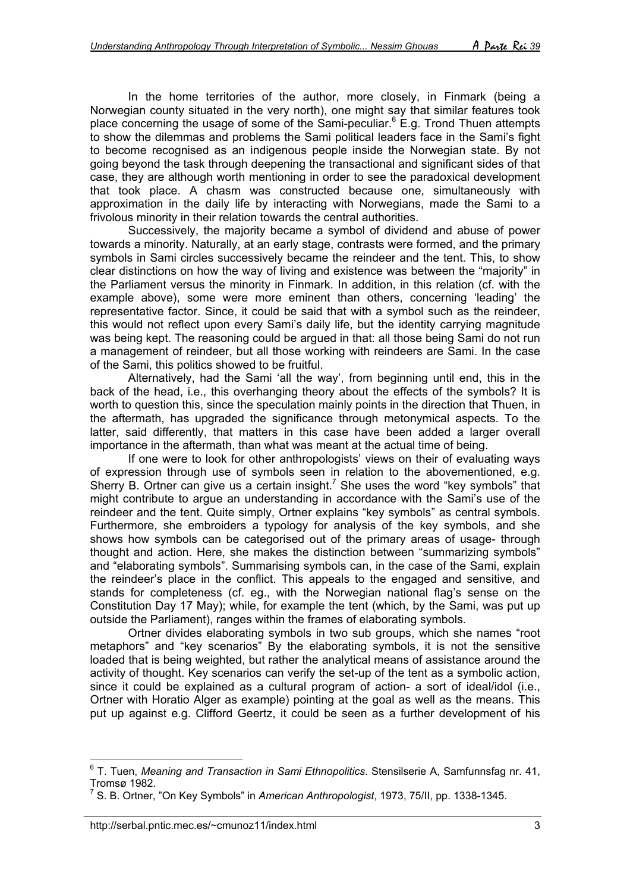In the home territories of the author, more closely, in Finmark (being a Norwegian county situated in the very north), one might say that similar features took place concerning the usage of some of the Sami-peculiar.[6] E.g. Trond Thuen attempts to show the dilemmas and problems the Sami political leaders face in the Sami's fight to become recognised as an indigenous people inside the Norwegian state. By not going beyond the task through deepening the transactional and significant sides of that case, they are although worth mentioning in order to see the paradoxical development that took place. A chasm was constructed because one, simultaneously with approximation in the daily life by interacting with Norwegians, made the Sami to a frivolous minority in their relation towards the central authorities.

Successively, the majority became a symbol of dividend and abuse of power towards a minority. Naturally, at an early stage, contrasts were formed, and the primary symbols in Sami circles successively became the reindeer and the tent. This, to show clear distinctions on how the way of living and existence was between the "majority" in the Parliament versus the minority in Finmark. In addition, in this relation (cf. with the example above), some were more eminent than others, concerning 'leading' the representative factor. Since, it could be said that with a symbol such as the reindeer, this would not reflect upon every Sami's daily life, but the identity carrying magnitude was being kept. The reasoning could be argued in that: all those being Sami do not run a management of reindeer, but all those working with reindeers are Sami. In the case of the Sami, this politics showed to be fruitful.

Alternatively, had the Sami 'all the way', from beginning until end, this in the back of the head, i.e., this overhanging theory about the effects of the symbols? It is worth to question this, since the speculation mainly points in the direction that Thuen, in the aftermath, has upgraded the significance through metonymical aspects. To the latter, said differently, that matters in this case have been added a larger overall importance in the aftermath, than what was meant at the actual time of being.

If one were to look for other anthropologists' views on their of evaluating ways of expression through use of symbols seen in relation to the abovementioned, e.g. Sherry B. Ortner can give us a certain insight.[7] She uses the word "key symbols" that might contribute to argue an understanding in accordance with the Sami's use of the reindeer and the tent. Quite simply, Ortner explains "key symbols" as central symbols. Furthermore, she embroiders a typology for analysis of the key symbols, and she shows how symbols can be categorised out of the primary areas of usage- through thought and action. Here, she makes the distinction between "summarizing symbols" and "elaborating symbols". Summarising symbols can, in the case of the Sami, explain the reindeer's place in the conflict. This appeals to the engaged and sensitive, and stands for completeness (cf. eg., with the Norwegian national flag's sense on the Constitution Day 17 May); while, for example the tent (which, by the Sami, was put up outside the Parliament), ranges within the frames of elaborating symbols.

Ortner divides elaborating symbols in two sub groups, which she names "root metaphors" and "key scenarios" By the elaborating symbols, it is not the sensitive loaded that is being weighted, but rather the analytical means of assistance around the activity of thought. Key scenarios can verify the set-up of the tent as a symbolic action, since it could be explained as a cultural program of action- a sort of ideal/idol (i.e., Ortner with Horatio Alger as example) pointing at the goal as well as the means. This put up against e.g. Clifford Geertz, it could be seen as a further development of his

---

[6] T. Tuen, *Meaning and Transaction in Sami Ethnopolitics*. Stensilserie A, Samfunnsfag nr. 41, Tromsø 1982.

[7] S. B. Ortner, "On Key Symbols" in *American Anthropologist*, 1973, 75/II, pp. 1338-1345.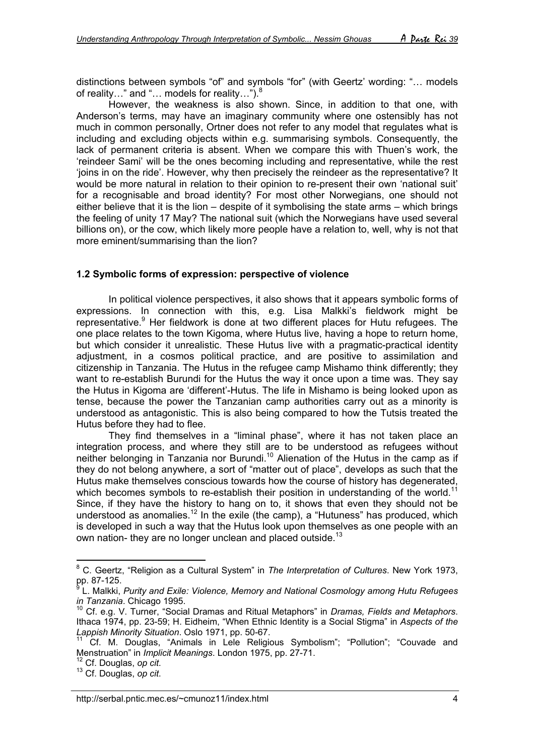distinctions between symbols "of" and symbols "for" (with Geertz' wording: "… models of reality…" and "… models for reality…").[8]

However, the weakness is also shown. Since, in addition to that one, with Anderson's terms, may have an imaginary community where one ostensibly has not much in common personally, Ortner does not refer to any model that regulates what is including and excluding objects within e.g. summarising symbols. Consequently, the lack of permanent criteria is absent. When we compare this with Thuen's work, the 'reindeer Sami' will be the ones becoming including and representative, while the rest 'joins in on the ride'. However, why then precisely the reindeer as the representative? It would be more natural in relation to their opinion to re-present their own 'national suit' for a recognisable and broad identity? For most other Norwegians, one should not either believe that it is the lion – despite of it symbolising the state arms – which brings the feeling of unity 17 May? The national suit (which the Norwegians have used several billions on), or the cow, which likely more people have a relation to, well, why is not that more eminent/summarising than the lion?

### 1.2 Symbolic forms of expression: perspective of violence

In political violence perspectives, it also shows that it appears symbolic forms of expressions. In connection with this, e.g. Lisa Malkki's fieldwork might be representative.[9] Her fieldwork is done at two different places for Hutu refugees. The one place relates to the town Kigoma, where Hutus live, having a hope to return home, but which consider it unrealistic. These Hutus live with a pragmatic-practical identity adjustment, in a cosmos political practice, and are positive to assimilation and citizenship in Tanzania. The Hutus in the refugee camp Mishamo think differently; they want to re-establish Burundi for the Hutus the way it once upon a time was. They say the Hutus in Kigoma are 'different'-Hutus. The life in Mishamo is being looked upon as tense, because the power the Tanzanian camp authorities carry out as a minority is understood as antagonistic. This is also being compared to how the Tutsis treated the Hutus before they had to flee.

They find themselves in a "liminal phase", where it has not taken place an integration process, and where they still are to be understood as refugees without neither belonging in Tanzania nor Burundi.[10] Alienation of the Hutus in the camp as if they do not belong anywhere, a sort of "matter out of place", develops as such that the Hutus make themselves conscious towards how the course of history has degenerated, which becomes symbols to re-establish their position in understanding of the world.[11] Since, if they have the history to hang on to, it shows that even they should not be understood as anomalies.[12] In the exile (the camp), a "Hutuness" has produced, which is developed in such a way that the Hutus look upon themselves as one people with an own nation- they are no longer unclean and placed outside.[13]

---

[8] C. Geertz, "Religion as a Cultural System" in *The Interpretation of Cultures*. New York 1973, pp. 87-125.

[9] L. Malkki, *Purity and Exile: Violence, Memory and National Cosmology among Hutu Refugees in Tanzania*. Chicago 1995.

[10] Cf. e.g. V. Turner, "Social Dramas and Ritual Metaphors" in *Dramas, Fields and Metaphors*. Ithaca 1974, pp. 23-59; H. Eidheim, "When Ethnic Identity is a Social Stigma" in *Aspects of the Lappish Minority Situation*. Oslo 1971, pp. 50-67.

[11] Cf. M. Douglas, "Animals in Lele Religious Symbolism"; "Pollution"; "Couvade and Menstruation" in *Implicit Meanings*. London 1975, pp. 27-71.

[12] Cf. Douglas, *op cit.*

[13] Cf. Douglas, *op cit*.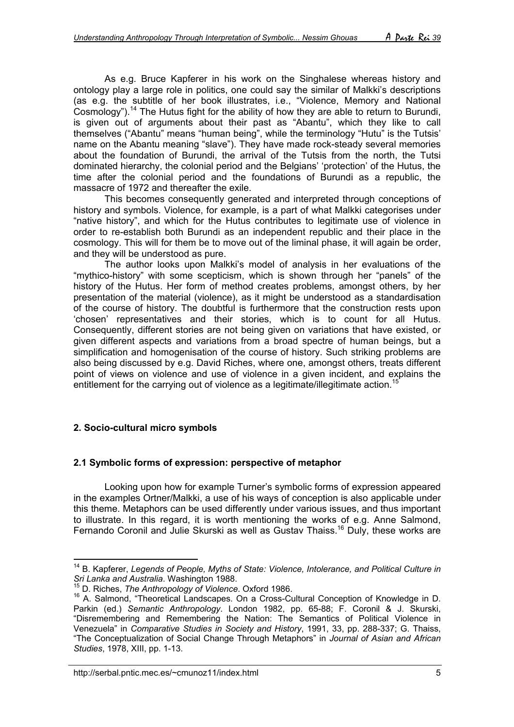As e.g. Bruce Kapferer in his work on the Singhalese whereas history and ontology play a large role in politics, one could say the similar of Malkki's descriptions (as e.g. the subtitle of her book illustrates, i.e., "Violence, Memory and National Cosmology").[14] The Hutus fight for the ability of how they are able to return to Burundi, is given out of arguments about their past as "Abantu", which they like to call themselves ("Abantu" means "human being", while the terminology "Hutu" is the Tutsis' name on the Abantu meaning "slave"). They have made rock-steady several memories about the foundation of Burundi, the arrival of the Tutsis from the north, the Tutsi dominated hierarchy, the colonial period and the Belgians' 'protection' of the Hutus, the time after the colonial period and the foundations of Burundi as a republic, the massacre of 1972 and thereafter the exile.

This becomes consequently generated and interpreted through conceptions of history and symbols. Violence, for example, is a part of what Malkki categorises under "native history", and which for the Hutus contributes to legitimate use of violence in order to re-establish both Burundi as an independent republic and their place in the cosmology. This will for them be to move out of the liminal phase, it will again be order, and they will be understood as pure.

The author looks upon Malkki's model of analysis in her evaluations of the "mythico-history" with some scepticism, which is shown through her "panels" of the history of the Hutus. Her form of method creates problems, amongst others, by her presentation of the material (violence), as it might be understood as a standardisation of the course of history. The doubtful is furthermore that the construction rests upon 'chosen' representatives and their stories, which is to count for all Hutus. Consequently, different stories are not being given on variations that have existed, or given different aspects and variations from a broad spectre of human beings, but a simplification and homogenisation of the course of history. Such striking problems are also being discussed by e.g. David Riches, where one, amongst others, treats different point of views on violence and use of violence in a given incident, and explains the entitlement for the carrying out of violence as a legitimate/illegitimate action.[15]

## 2. Socio-cultural micro symbols

### 2.1 Symbolic forms of expression: perspective of metaphor

Looking upon how for example Turner's symbolic forms of expression appeared in the examples Ortner/Malkki, a use of his ways of conception is also applicable under this theme. Metaphors can be used differently under various issues, and thus important to illustrate. In this regard, it is worth mentioning the works of e.g. Anne Salmond, Fernando Coronil and Julie Skurski as well as Gustav Thaiss.[16] Duly, these works are

---

[14] B. Kapferer, *Legends of People, Myths of State: Violence, Intolerance, and Political Culture in Sri Lanka and Australia*. Washington 1988.

[15] D. Riches, *The Anthropology of Violence*. Oxford 1986.

[16] A. Salmond, "Theoretical Landscapes. On a Cross-Cultural Conception of Knowledge in D. Parkin (ed.) *Semantic Anthropology*. London 1982, pp. 65-88; F. Coronil & J. Skurski, "Disremembering and Remembering the Nation: The Semantics of Political Violence in Venezuela" in *Comparative Studies in Society and History*, 1991, 33, pp. 288-337; G. Thaiss, "The Conceptualization of Social Change Through Metaphors" in *Journal of Asian and African Studies*, 1978, XIII, pp. 1-13.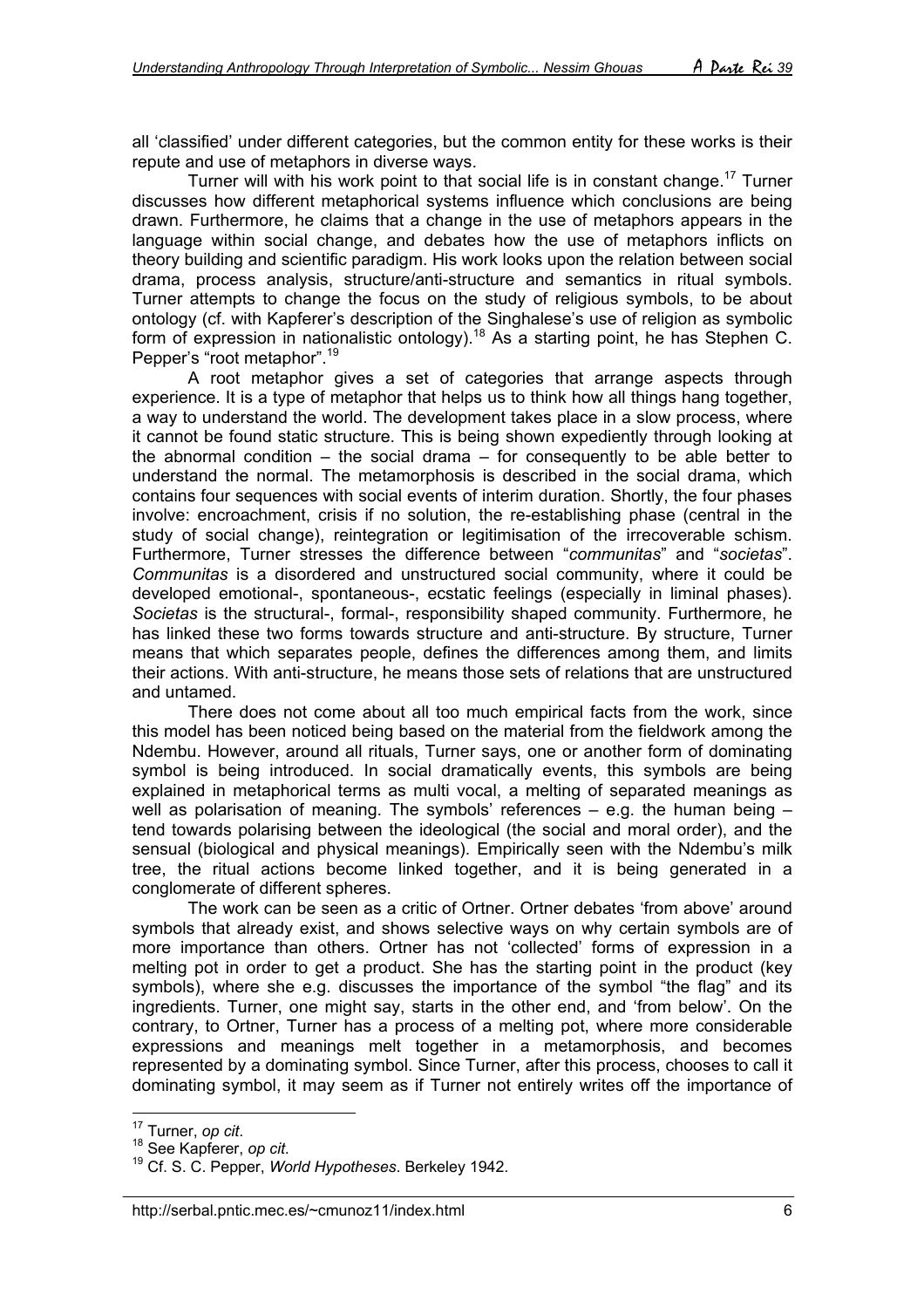all 'classified' under different categories, but the common entity for these works is their repute and use of metaphors in diverse ways.

Turner will with his work point to that social life is in constant change.[17] Turner discusses how different metaphorical systems influence which conclusions are being drawn. Furthermore, he claims that a change in the use of metaphors appears in the language within social change, and debates how the use of metaphors inflicts on theory building and scientific paradigm. His work looks upon the relation between social drama, process analysis, structure/anti-structure and semantics in ritual symbols. Turner attempts to change the focus on the study of religious symbols, to be about ontology (cf. with Kapferer's description of the Singhalese's use of religion as symbolic form of expression in nationalistic ontology).[18] As a starting point, he has Stephen C. Pepper's "root metaphor".[19]

A root metaphor gives a set of categories that arrange aspects through experience. It is a type of metaphor that helps us to think how all things hang together, a way to understand the world. The development takes place in a slow process, where it cannot be found static structure. This is being shown expediently through looking at the abnormal condition – the social drama – for consequently to be able better to understand the normal. The metamorphosis is described in the social drama, which contains four sequences with social events of interim duration. Shortly, the four phases involve: encroachment, crisis if no solution, the re-establishing phase (central in the study of social change), reintegration or legitimisation of the irrecoverable schism. Furthermore, Turner stresses the difference between "*communitas*" and "*societas*". *Communitas* is a disordered and unstructured social community, where it could be developed emotional-, spontaneous-, ecstatic feelings (especially in liminal phases). *Societas* is the structural-, formal-, responsibility shaped community. Furthermore, he has linked these two forms towards structure and anti-structure. By structure, Turner means that which separates people, defines the differences among them, and limits their actions. With anti-structure, he means those sets of relations that are unstructured and untamed.

There does not come about all too much empirical facts from the work, since this model has been noticed being based on the material from the fieldwork among the Ndembu. However, around all rituals, Turner says, one or another form of dominating symbol is being introduced. In social dramatically events, this symbols are being explained in metaphorical terms as multi vocal, a melting of separated meanings as well as polarisation of meaning. The symbols' references – e.g. the human being – tend towards polarising between the ideological (the social and moral order), and the sensual (biological and physical meanings). Empirically seen with the Ndembu's milk tree, the ritual actions become linked together, and it is being generated in a conglomerate of different spheres.

The work can be seen as a critic of Ortner. Ortner debates 'from above' around symbols that already exist, and shows selective ways on why certain symbols are of more importance than others. Ortner has not 'collected' forms of expression in a melting pot in order to get a product. She has the starting point in the product (key symbols), where she e.g. discusses the importance of the symbol "the flag" and its ingredients. Turner, one might say, starts in the other end, and 'from below'. On the contrary, to Ortner, Turner has a process of a melting pot, where more considerable expressions and meanings melt together in a metamorphosis, and becomes represented by a dominating symbol. Since Turner, after this process, chooses to call it dominating symbol, it may seem as if Turner not entirely writes off the importance of

[17] Turner, *op cit*.

[18] See Kapferer, *op cit*.

[19] Cf. S. C. Pepper, *World Hypotheses*. Berkeley 1942.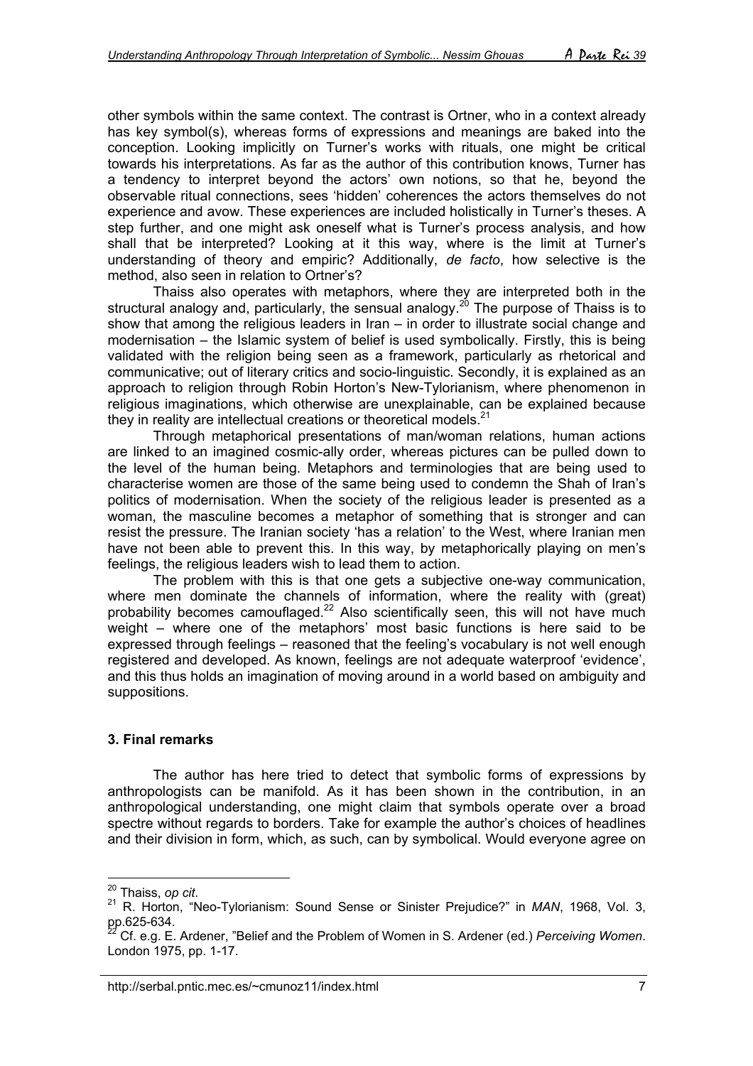other symbols within the same context. The contrast is Ortner, who in a context already has key symbol(s), whereas forms of expressions and meanings are baked into the conception. Looking implicitly on Turner's works with rituals, one might be critical towards his interpretations. As far as the author of this contribution knows, Turner has a tendency to interpret beyond the actors' own notions, so that he, beyond the observable ritual connections, sees 'hidden' coherences the actors themselves do not experience and avow. These experiences are included holistically in Turner's theses. A step further, and one might ask oneself what is Turner's process analysis, and how shall that be interpreted? Looking at it this way, where is the limit at Turner's understanding of theory and empiric? Additionally, *de facto*, how selective is the method, also seen in relation to Ortner's?

Thaiss also operates with metaphors, where they are interpreted both in the structural analogy and, particularly, the sensual analogy.[20] The purpose of Thaiss is to show that among the religious leaders in Iran – in order to illustrate social change and modernisation – the Islamic system of belief is used symbolically. Firstly, this is being validated with the religion being seen as a framework, particularly as rhetorical and communicative; out of literary critics and socio-linguistic. Secondly, it is explained as an approach to religion through Robin Horton's New-Tylorianism, where phenomenon in religious imaginations, which otherwise are unexplainable, can be explained because they in reality are intellectual creations or theoretical models.[21]

Through metaphorical presentations of man/woman relations, human actions are linked to an imagined cosmic-ally order, whereas pictures can be pulled down to the level of the human being. Metaphors and terminologies that are being used to characterise women are those of the same being used to condemn the Shah of Iran's politics of modernisation. When the society of the religious leader is presented as a woman, the masculine becomes a metaphor of something that is stronger and can resist the pressure. The Iranian society 'has a relation' to the West, where Iranian men have not been able to prevent this. In this way, by metaphorically playing on men's feelings, the religious leaders wish to lead them to action.

The problem with this is that one gets a subjective one-way communication, where men dominate the channels of information, where the reality with (great) probability becomes camouflaged.[22] Also scientifically seen, this will not have much weight – where one of the metaphors' most basic functions is here said to be expressed through feelings – reasoned that the feeling's vocabulary is not well enough registered and developed. As known, feelings are not adequate waterproof 'evidence', and this thus holds an imagination of moving around in a world based on ambiguity and suppositions.

## 3. Final remarks

The author has here tried to detect that symbolic forms of expressions by anthropologists can be manifold. As it has been shown in the contribution, in an anthropological understanding, one might claim that symbols operate over a broad spectre without regards to borders. Take for example the author's choices of headlines and their division in form, which, as such, can by symbolical. Would everyone agree on

---

[20] Thaiss, *op cit*.

[21] R. Horton, "Neo-Tylorianism: Sound Sense or Sinister Prejudice?" in *MAN*, 1968, Vol. 3, pp.625-634.

[22] Cf. e.g. E. Ardener, "Belief and the Problem of Women in S. Ardener (ed.) *Perceiving Women*. London 1975, pp. 1-17.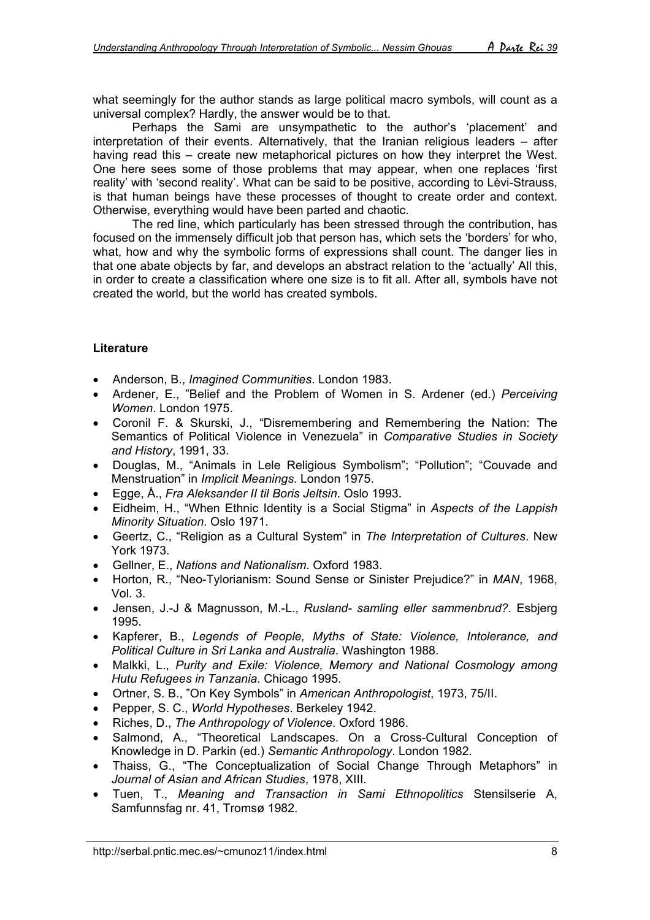what seemingly for the author stands as large political macro symbols, will count as a universal complex? Hardly, the answer would be to that.

Perhaps the Sami are unsympathetic to the author's 'placement' and interpretation of their events. Alternatively, that the Iranian religious leaders – after having read this – create new metaphorical pictures on how they interpret the West. One here sees some of those problems that may appear, when one replaces 'first reality' with 'second reality'. What can be said to be positive, according to Lèvi-Strauss, is that human beings have these processes of thought to create order and context. Otherwise, everything would have been parted and chaotic.

The red line, which particularly has been stressed through the contribution, has focused on the immensely difficult job that person has, which sets the 'borders' for who, what, how and why the symbolic forms of expressions shall count. The danger lies in that one abate objects by far, and develops an abstract relation to the 'actually' All this, in order to create a classification where one size is to fit all. After all, symbols have not created the world, but the world has created symbols.

**Literature**

- Anderson, B., *Imagined Communities*. London 1983.
- Ardener, E., "Belief and the Problem of Women in S. Ardener (ed.) *Perceiving Women*. London 1975.
- Coronil F. & Skurski, J., "Disremembering and Remembering the Nation: The Semantics of Political Violence in Venezuela" in *Comparative Studies in Society and History*, 1991, 33.
- Douglas, M., "Animals in Lele Religious Symbolism"; "Pollution"; "Couvade and Menstruation" in *Implicit Meanings*. London 1975.
- Egge, Å., *Fra Aleksander II til Boris Jeltsin*. Oslo 1993.
- Eidheim, H., "When Ethnic Identity is a Social Stigma" in *Aspects of the Lappish Minority Situation*. Oslo 1971.
- Geertz, C., "Religion as a Cultural System" in *The Interpretation of Cultures*. New York 1973.
- Gellner, E., *Nations and Nationalism*. Oxford 1983.
- Horton, R., "Neo-Tylorianism: Sound Sense or Sinister Prejudice?" in *MAN*, 1968, Vol. 3.
- Jensen, J.-J & Magnusson, M.-L., *Rusland- samling eller sammenbrud?*. Esbjerg 1995.
- Kapferer, B., *Legends of People, Myths of State: Violence, Intolerance, and Political Culture in Sri Lanka and Australia*. Washington 1988.
- Malkki, L., *Purity and Exile: Violence, Memory and National Cosmology among Hutu Refugees in Tanzania*. Chicago 1995.
- Ortner, S. B., "On Key Symbols" in *American Anthropologist*, 1973, 75/II.
- Pepper, S. C., *World Hypotheses*. Berkeley 1942.
- Riches, D., *The Anthropology of Violence*. Oxford 1986.
- Salmond, A., "Theoretical Landscapes. On a Cross-Cultural Conception of Knowledge in D. Parkin (ed.) *Semantic Anthropology*. London 1982.
- Thaiss, G., "The Conceptualization of Social Change Through Metaphors" in *Journal of Asian and African Studies*, 1978, XIII.
- Tuen, T., *Meaning and Transaction in Sami Ethnopolitics* Stensilserie A, Samfunnsfag nr. 41, Tromsø 1982.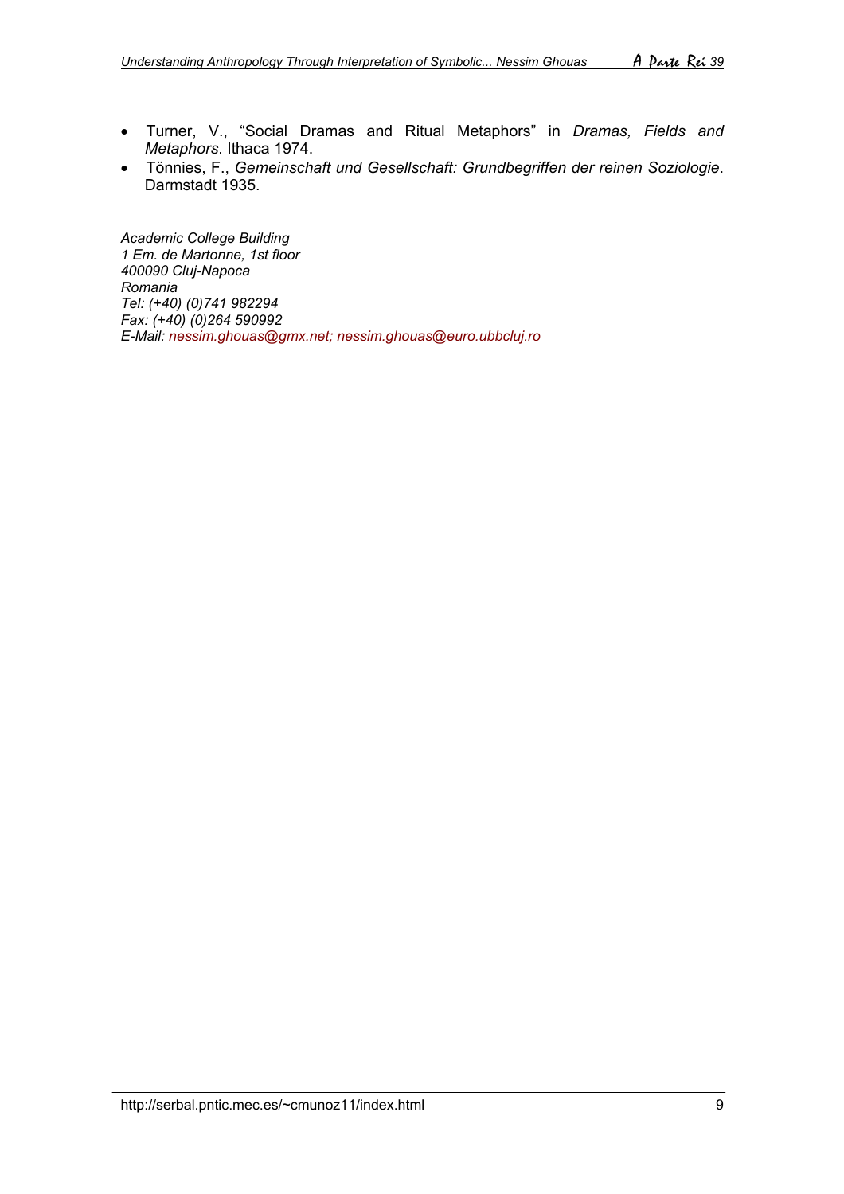- Turner, V., "Social Dramas and Ritual Metaphors" in *Dramas, Fields and Metaphors*. Ithaca 1974.
- Tönnies, F., *Gemeinschaft und Gesellschaft: Grundbegriffen der reinen Soziologie*. Darmstadt 1935.

*Academic College Building*  
*1 Em. de Martonne, 1st floor*  
*400090 Cluj-Napoca*  
*Romania*  
*Tel: (+40) (0)741 982294*  
*Fax: (+40) (0)264 590992*  
*E-Mail: nessim.ghouas@gmx.net; nessim.ghouas@euro.ubbcluj.ro*